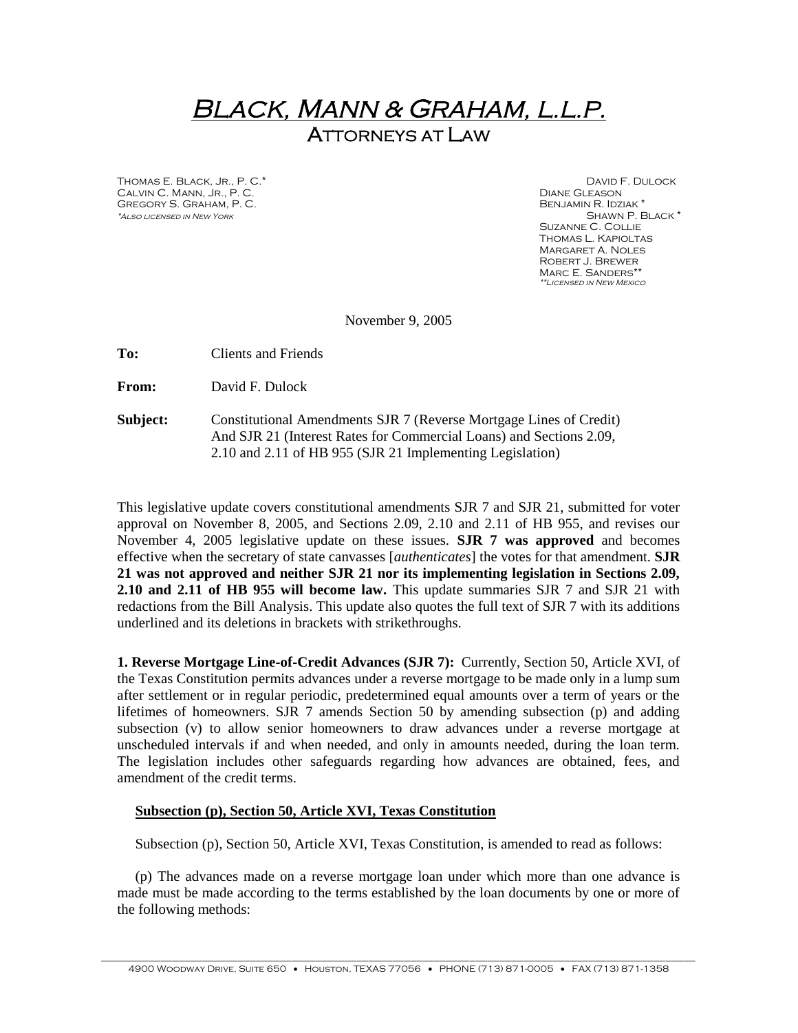# BLACK, MANN & GRAHAM, L.L.P.
## ATTORNEYS AT LAW

THOMAS E. BLACK, JR., P. C.*
CALVIN C. MANN, JR., P. C.
GREGORY S. GRAHAM, P. C.
*ALSO LICENSED IN NEW YORK

DAVID F. DULOCK
DIANE GLEASON
BENJAMIN R. IDZIAK *
SHAWN P. BLACK *
SUZANNE C. COLLIE
THOMAS L. KAPIOLTAS
MARGARET A. NOLES
ROBERT J. BREWER
MARC E. SANDERS**
**LICENSED IN NEW MEXICO

November 9, 2005

**To:** Clients and Friends

**From:** David F. Dulock

**Subject:** Constitutional Amendments SJR 7 (Reverse Mortgage Lines of Credit) And SJR 21 (Interest Rates for Commercial Loans) and Sections 2.09, 2.10 and 2.11 of HB 955 (SJR 21 Implementing Legislation)

This legislative update covers constitutional amendments SJR 7 and SJR 21, submitted for voter approval on November 8, 2005, and Sections 2.09, 2.10 and 2.11 of HB 955, and revises our November 4, 2005 legislative update on these issues. **SJR 7 was approved** and becomes effective when the secretary of state canvasses [*authenticates*] the votes for that amendment. **SJR 21 was not approved and neither SJR 21 nor its implementing legislation in Sections 2.09, 2.10 and 2.11 of HB 955 will become law.** This update summaries SJR 7 and SJR 21 with redactions from the Bill Analysis. This update also quotes the full text of SJR 7 with its additions underlined and its deletions in brackets with strikethroughs.

**1. Reverse Mortgage Line-of-Credit Advances (SJR 7):** Currently, Section 50, Article XVI, of the Texas Constitution permits advances under a reverse mortgage to be made only in a lump sum after settlement or in regular periodic, predetermined equal amounts over a term of years or the lifetimes of homeowners. SJR 7 amends Section 50 by amending subsection (p) and adding subsection (v) to allow senior homeowners to draw advances under a reverse mortgage at unscheduled intervals if and when needed, and only in amounts needed, during the loan term. The legislation includes other safeguards regarding how advances are obtained, fees, and amendment of the credit terms.

**<u>Subsection (p), Section 50, Article XVI, Texas Constitution</u>**

Subsection (p), Section 50, Article XVI, Texas Constitution, is amended to read as follows:

(p) The advances made on a reverse mortgage loan under which more than one advance is made must be made according to the terms established by the loan documents by one or more of the following methods: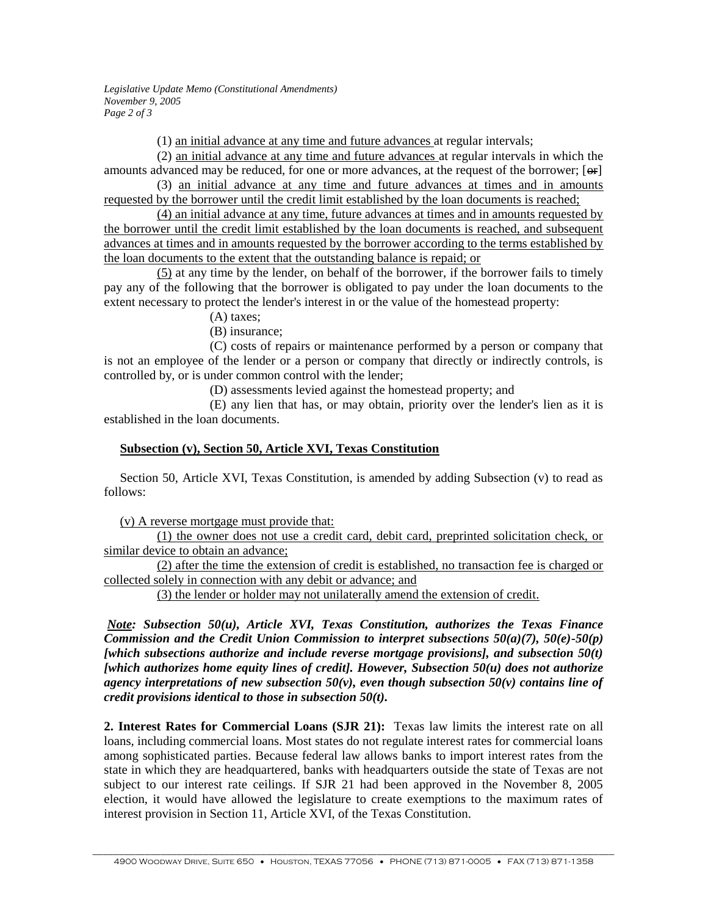(1) <u>an initial advance at any time and future advances</u> at regular intervals;

(2) <u>an initial advance at any time and future advances</u> at regular intervals in which the amounts advanced may be reduced, for one or more advances, at the request of the borrower; [~~or~~]

(3) <u>an initial advance at any time and future advances at times and in amounts requested by the borrower until the credit limit established by the loan documents is reached;</u>

(4) <u>an initial advance at any time, future advances at times and in amounts requested by the borrower until the credit limit established by the loan documents is reached, and subsequent advances at times and in amounts requested by the borrower according to the terms established by the loan documents to the extent that the outstanding balance is repaid; or</u>

<u>(5)</u> at any time by the lender, on behalf of the borrower, if the borrower fails to timely pay any of the following that the borrower is obligated to pay under the loan documents to the extent necessary to protect the lender's interest in or the value of the homestead property:

(A) taxes;

(B) insurance;

(C) costs of repairs or maintenance performed by a person or company that is not an employee of the lender or a person or company that directly or indirectly controls, is controlled by, or is under common control with the lender;

(D) assessments levied against the homestead property; and

(E) any lien that has, or may obtain, priority over the lender's lien as it is established in the loan documents.

**<u>Subsection (v), Section 50, Article XVI, Texas Constitution</u>**

Section 50, Article XVI, Texas Constitution, is amended by adding Subsection (v) to read as follows:

<u>(v) A reverse mortgage must provide that:</u>

<u>(1) the owner does not use a credit card, debit card, preprinted solicitation check, or similar device to obtain an advance;</u>

<u>(2) after the time the extension of credit is established, no transaction fee is charged or collected solely in connection with any debit or advance; and</u>

<u>(3) the lender or holder may not unilaterally amend the extension of credit.</u>

***<u>Note</u>: Subsection 50(u), Article XVI, Texas Constitution, authorizes the Texas Finance Commission and the Credit Union Commission to interpret subsections 50(a)(7), 50(e)-50(p) [which subsections authorize and include reverse mortgage provisions], and subsection 50(t) [which authorizes home equity lines of credit]. However, Subsection 50(u) does not authorize agency interpretations of new subsection 50(v), even though subsection 50(v) contains line of credit provisions identical to those in subsection 50(t).***

**2. Interest Rates for Commercial Loans (SJR 21):** Texas law limits the interest rate on all loans, including commercial loans. Most states do not regulate interest rates for commercial loans among sophisticated parties. Because federal law allows banks to import interest rates from the state in which they are headquartered, banks with headquarters outside the state of Texas are not subject to our interest rate ceilings. If SJR 21 had been approved in the November 8, 2005 election, it would have allowed the legislature to create exemptions to the maximum rates of interest provision in Section 11, Article XVI, of the Texas Constitution.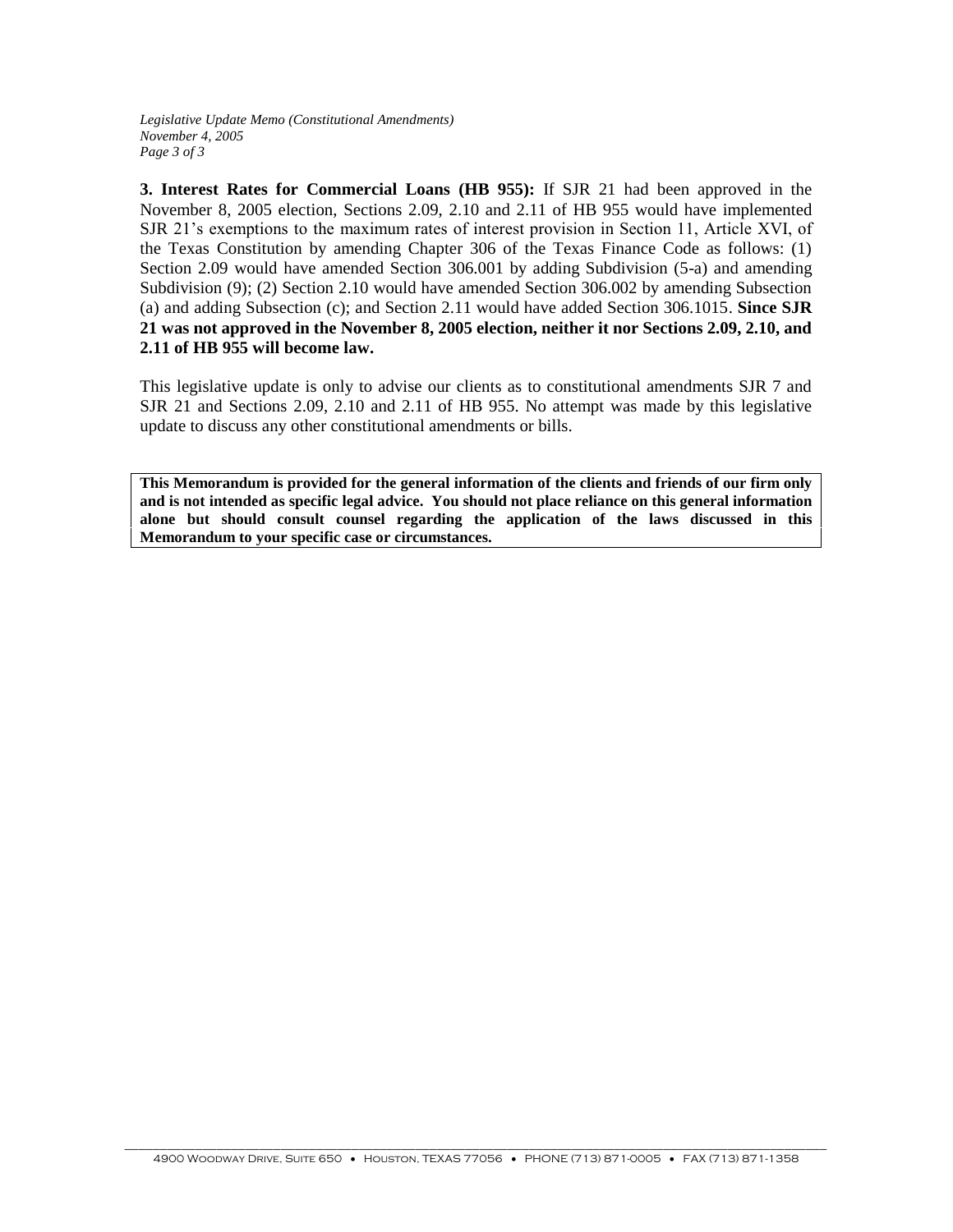**3. Interest Rates for Commercial Loans (HB 955):** If SJR 21 had been approved in the November 8, 2005 election, Sections 2.09, 2.10 and 2.11 of HB 955 would have implemented SJR 21's exemptions to the maximum rates of interest provision in Section 11, Article XVI, of the Texas Constitution by amending Chapter 306 of the Texas Finance Code as follows: (1) Section 2.09 would have amended Section 306.001 by adding Subdivision (5-a) and amending Subdivision (9); (2) Section 2.10 would have amended Section 306.002 by amending Subsection (a) and adding Subsection (c); and Section 2.11 would have added Section 306.1015. **Since SJR 21 was not approved in the November 8, 2005 election, neither it nor Sections 2.09, 2.10, and 2.11 of HB 955 will become law.**

This legislative update is only to advise our clients as to constitutional amendments SJR 7 and SJR 21 and Sections 2.09, 2.10 and 2.11 of HB 955. No attempt was made by this legislative update to discuss any other constitutional amendments or bills.

**This Memorandum is provided for the general information of the clients and friends of our firm only and is not intended as specific legal advice. You should not place reliance on this general information alone but should consult counsel regarding the application of the laws discussed in this Memorandum to your specific case or circumstances.**